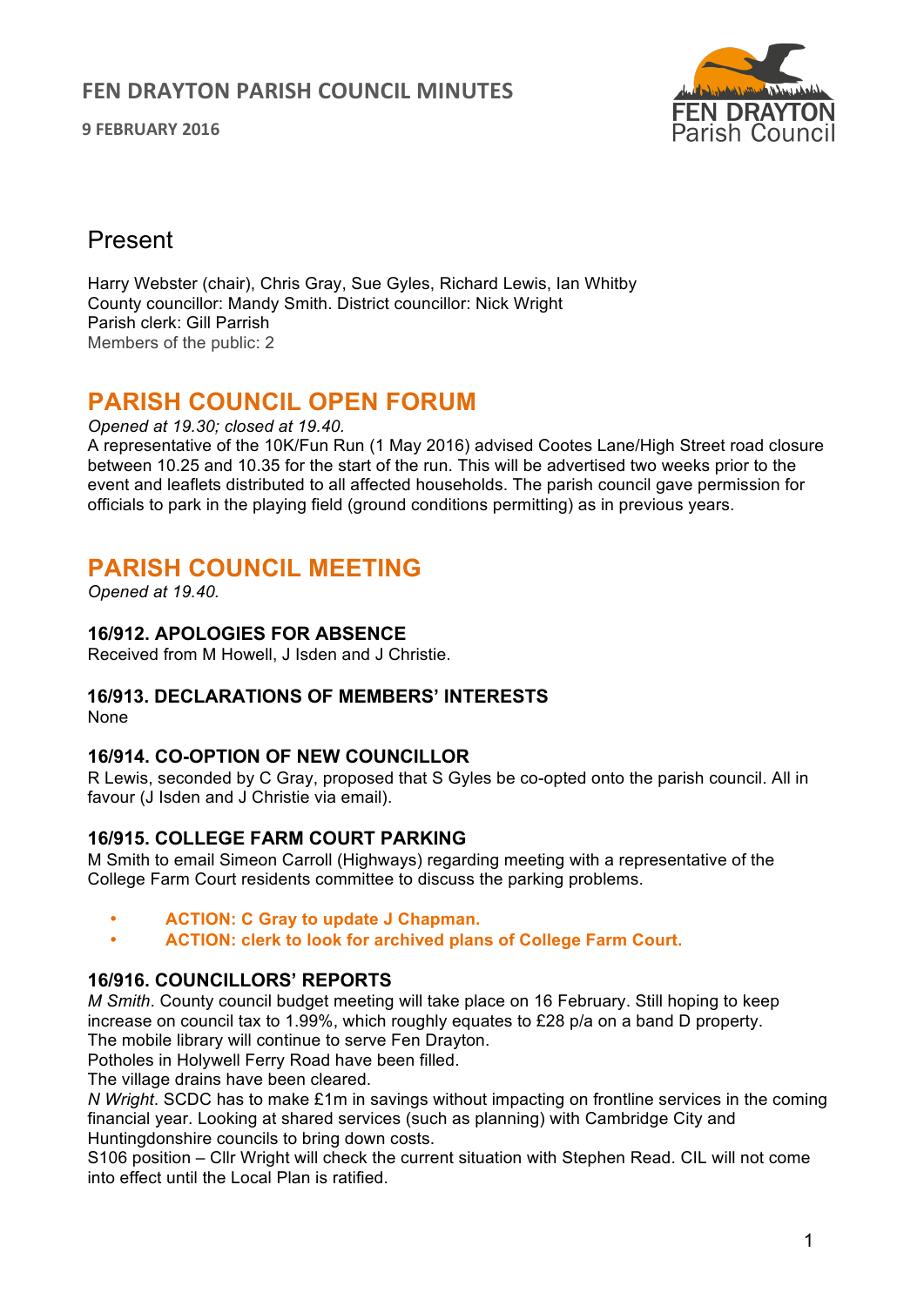# FEN DRAYTON PARISH COUNCIL MINUTES

**9 FEBRUARY 2016**

## Present

Harry Webster (chair), Chris Gray, Sue Gyles, Richard Lewis, Ian Whitby
County councillor: Mandy Smith. District councillor: Nick Wright
Parish clerk: Gill Parrish
Members of the public: 2

## PARISH COUNCIL OPEN FORUM

*Opened at 19.30; closed at 19.40.*

A representative of the 10K/Fun Run (1 May 2016) advised Cootes Lane/High Street road closure between 10.25 and 10.35 for the start of the run. This will be advertised two weeks prior to the event and leaflets distributed to all affected households. The parish council gave permission for officials to park in the playing field (ground conditions permitting) as in previous years.

## PARISH COUNCIL MEETING

*Opened at 19.40.*

### 16/912. APOLOGIES FOR ABSENCE

Received from M Howell, J Isden and J Christie.

### 16/913. DECLARATIONS OF MEMBERS' INTERESTS

None

### 16/914. CO-OPTION OF NEW COUNCILLOR

R Lewis, seconded by C Gray, proposed that S Gyles be co-opted onto the parish council. All in favour (J Isden and J Christie via email).

### 16/915. COLLEGE FARM COURT PARKING

M Smith to email Simeon Carroll (Highways) regarding meeting with a representative of the College Farm Court residents committee to discuss the parking problems.

- **ACTION: C Gray to update J Chapman.**
- **ACTION: clerk to look for archived plans of College Farm Court.**

### 16/916. COUNCILLORS' REPORTS

*M Smith*. County council budget meeting will take place on 16 February. Still hoping to keep increase on council tax to 1.99%, which roughly equates to £28 p/a on a band D property.
The mobile library will continue to serve Fen Drayton.
Potholes in Holywell Ferry Road have been filled.
The village drains have been cleared.

*N Wright*. SCDC has to make £1m in savings without impacting on frontline services in the coming financial year. Looking at shared services (such as planning) with Cambridge City and Huntingdonshire councils to bring down costs.
S106 position – Cllr Wright will check the current situation with Stephen Read. CIL will not come into effect until the Local Plan is ratified.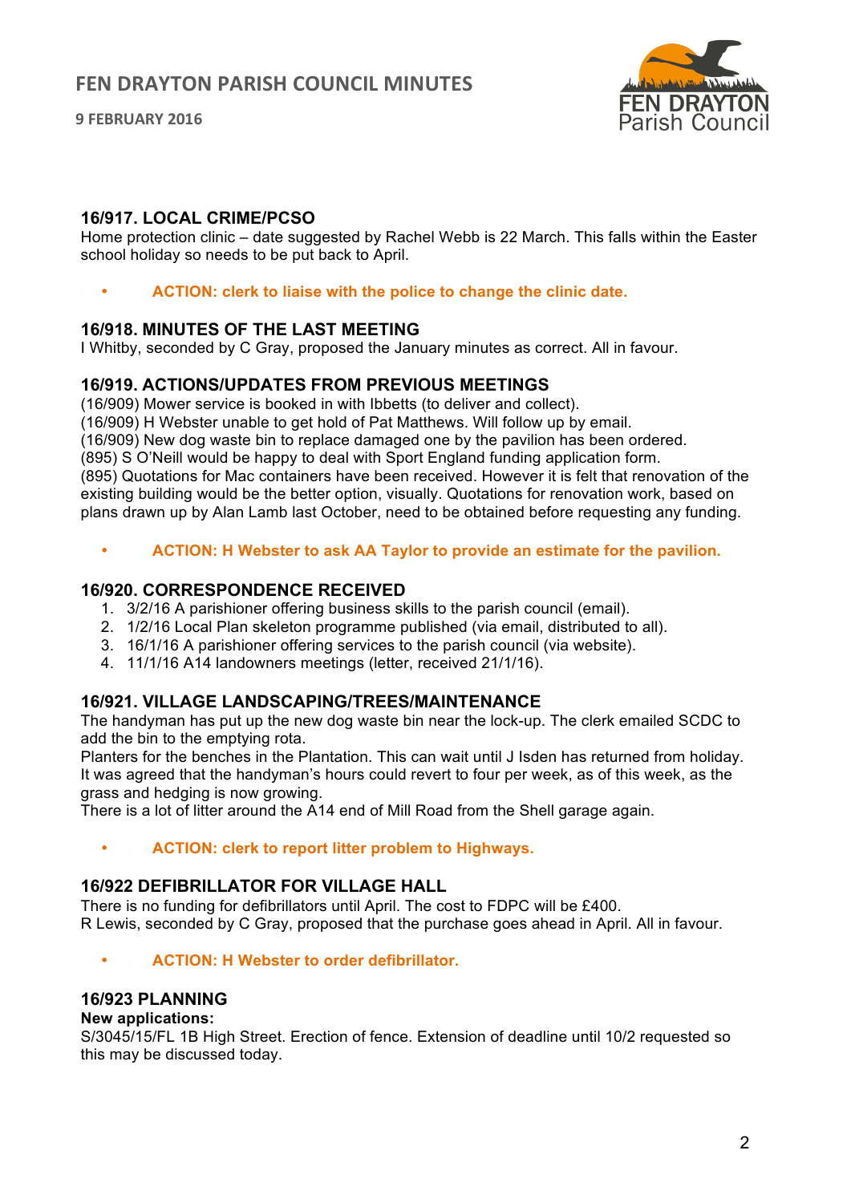## 16/917. LOCAL CRIME/PCSO

Home protection clinic – date suggested by Rachel Webb is 22 March. This falls within the Easter school holiday so needs to be put back to April.

- **ACTION: clerk to liaise with the police to change the clinic date.**

## 16/918. MINUTES OF THE LAST MEETING

I Whitby, seconded by C Gray, proposed the January minutes as correct. All in favour.

## 16/919. ACTIONS/UPDATES FROM PREVIOUS MEETINGS

(16/909) Mower service is booked in with Ibbetts (to deliver and collect).
(16/909) H Webster unable to get hold of Pat Matthews. Will follow up by email.
(16/909) New dog waste bin to replace damaged one by the pavilion has been ordered.
(895) S O'Neill would be happy to deal with Sport England funding application form.
(895) Quotations for Mac containers have been received. However it is felt that renovation of the existing building would be the better option, visually. Quotations for renovation work, based on plans drawn up by Alan Lamb last October, need to be obtained before requesting any funding.

- **ACTION: H Webster to ask AA Taylor to provide an estimate for the pavilion.**

## 16/920. CORRESPONDENCE RECEIVED

1. 3/2/16 A parishioner offering business skills to the parish council (email).
2. 1/2/16 Local Plan skeleton programme published (via email, distributed to all).
3. 16/1/16 A parishioner offering services to the parish council (via website).
4. 11/1/16 A14 landowners meetings (letter, received 21/1/16).

## 16/921. VILLAGE LANDSCAPING/TREES/MAINTENANCE

The handyman has put up the new dog waste bin near the lock-up. The clerk emailed SCDC to add the bin to the emptying rota.
Planters for the benches in the Plantation. This can wait until J Isden has returned from holiday.
It was agreed that the handyman's hours could revert to four per week, as of this week, as the grass and hedging is now growing.
There is a lot of litter around the A14 end of Mill Road from the Shell garage again.

- **ACTION: clerk to report litter problem to Highways.**

## 16/922 DEFIBRILLATOR FOR VILLAGE HALL

There is no funding for defibrillators until April. The cost to FDPC will be £400.
R Lewis, seconded by C Gray, proposed that the purchase goes ahead in April. All in favour.

- **ACTION: H Webster to order defibrillator.**

## 16/923 PLANNING

**New applications:**

S/3045/15/FL 1B High Street. Erection of fence. Extension of deadline until 10/2 requested so this may be discussed today.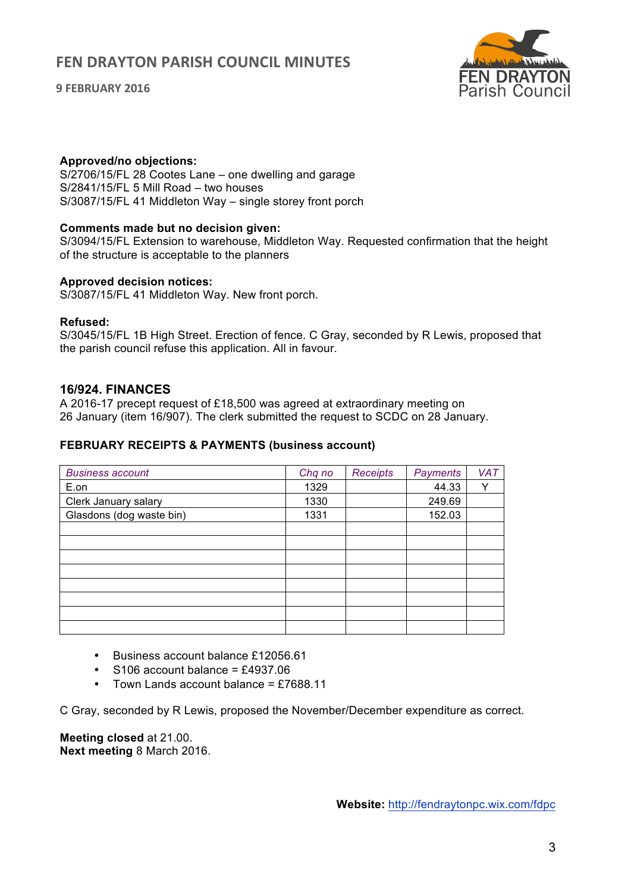**Approved/no objections:**
S/2706/15/FL 28 Cootes Lane – one dwelling and garage
S/2841/15/FL 5 Mill Road – two houses
S/3087/15/FL 41 Middleton Way – single storey front porch

**Comments made but no decision given:**
S/3094/15/FL Extension to warehouse, Middleton Way. Requested confirmation that the height of the structure is acceptable to the planners

**Approved decision notices:**
S/3087/15/FL 41 Middleton Way. New front porch.

**Refused:**
S/3045/15/FL 1B High Street. Erection of fence. C Gray, seconded by R Lewis, proposed that the parish council refuse this application. All in favour.

## 16/924. FINANCES

A 2016-17 precept request of £18,500 was agreed at extraordinary meeting on 26 January (item 16/907). The clerk submitted the request to SCDC on 28 January.

**FEBRUARY RECEIPTS & PAYMENTS (business account)**

| *Business account* | *Chq no* | *Receipts* | *Payments* | *VAT* |
|---|---|---|---|---|
| E.on | 1329 | | 44.33 | Y |
| Clerk January salary | 1330 | | 249.69 | |
| Glasdons (dog waste bin) | 1331 | | 152.03 | |
| | | | | |
| | | | | |
| | | | | |
| | | | | |
| | | | | |
| | | | | |
| | | | | |
| | | | | |

- Business account balance £12056.61
- S106 account balance = £4937.06
- Town Lands account balance = £7688.11

C Gray, seconded by R Lewis, proposed the November/December expenditure as correct.

**Meeting closed** at 21.00.
**Next meeting** 8 March 2016.

**Website:** http://fendraytonpc.wix.com/fdpc